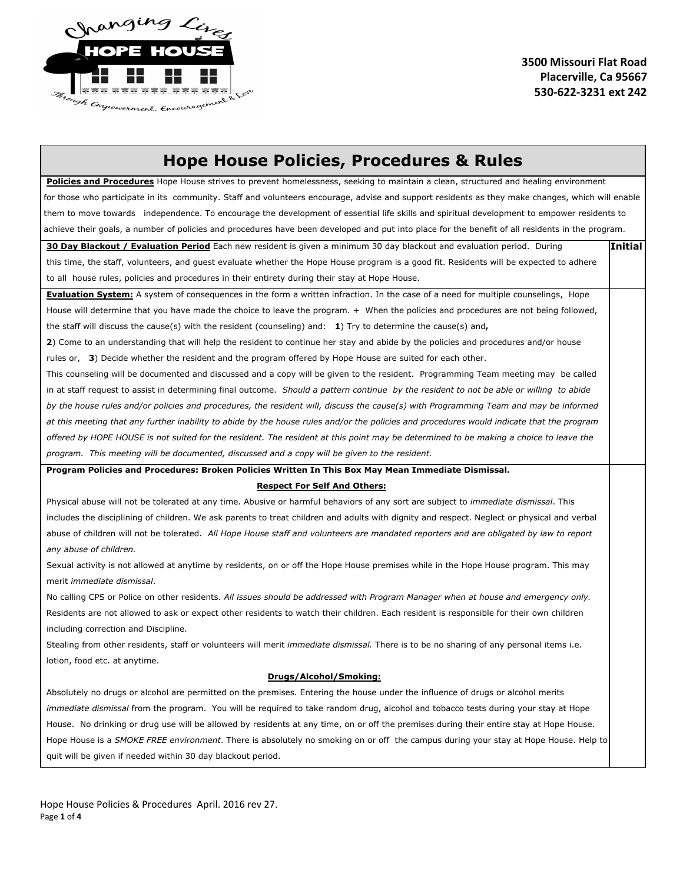3500 Missouri Flat Road
Placerville, Ca 95667
530-622-3231 ext 242

# Hope House Policies, Procedures & Rules

**Policies and Procedures** Hope House strives to prevent homelessness, seeking to maintain a clean, structured and healing environment for those who participate in its community. Staff and volunteers encourage, advise and support residents as they make changes, which will enable them to move towards independence. To encourage the development of essential life skills and spiritual development to empower residents to achieve their goals, a number of policies and procedures have been developed and put into place for the benefit of all residents in the program.

| | Initial |
|---|---|
| **30 Day Blackout / Evaluation Period** Each new resident is given a minimum 30 day blackout and evaluation period. During this time, the staff, volunteers, and guest evaluate whether the Hope House program is a good fit. Residents will be expected to adhere to all house rules, policies and procedures in their entirety during their stay at Hope House. | |
| **Evaluation System:** A system of consequences in the form a written infraction. In the case of a need for multiple counselings, Hope House will determine that you have made the choice to leave the program. + When the policies and procedures are not being followed, the staff will discuss the cause(s) with the resident (counseling) and: **1**) Try to determine the cause(s) and**,** **2**) Come to an understanding that will help the resident to continue her stay and abide by the policies and procedures and/or house rules or, **3**) Decide whether the resident and the program offered by Hope House are suited for each other. This counseling will be documented and discussed and a copy will be given to the resident. Programming Team meeting may be called in at staff request to assist in determining final outcome. *Should a pattern continue by the resident to not be able or willing to abide by the house rules and/or policies and procedures, the resident will, discuss the cause(s) with Programming Team and may be informed at this meeting that any further inability to abide by the house rules and/or the policies and procedures would indicate that the program offered by HOPE HOUSE is not suited for the resident. The resident at this point may be determined to be making a choice to leave the program. This meeting will be documented, discussed and a copy will be given to the resident.* | |
| **Program Policies and Procedures: Broken Policies Written In This Box May Mean Immediate Dismissal.**<br><br>**Respect For Self And Others:**<br><br>Physical abuse will not be tolerated at any time. Abusive or harmful behaviors of any sort are subject to *immediate dismissal*. This includes the disciplining of children. We ask parents to treat children and adults with dignity and respect. Neglect or physical and verbal abuse of children will not be tolerated. *All Hope House staff and volunteers are mandated reporters and are obligated by law to report any abuse of children.*<br><br>Sexual activity is not allowed at anytime by residents, on or off the Hope House premises while in the Hope House program. This may merit *immediate dismissal*.<br><br>No calling CPS or Police on other residents. *All issues should be addressed with Program Manager when at house and emergency only.*<br><br>Residents are not allowed to ask or expect other residents to watch their children. Each resident is responsible for their own children including correction and Discipline.<br><br>Stealing from other residents, staff or volunteers will merit *immediate dismissal.* There is to be no sharing of any personal items i.e. lotion, food etc. at anytime.<br><br>**Drugs/Alcohol/Smoking:**<br><br>Absolutely no drugs or alcohol are permitted on the premises. Entering the house under the influence of drugs or alcohol merits *immediate dismissal* from the program. You will be required to take random drug, alcohol and tobacco tests during your stay at Hope House. No drinking or drug use will be allowed by residents at any time, on or off the premises during their entire stay at Hope House. Hope House is a *SMOKE FREE environment*. There is absolutely no smoking on or off the campus during your stay at Hope House. Help to quit will be given if needed within 30 day blackout period. | |

Hope House Policies & Procedures April. 2016 rev 27.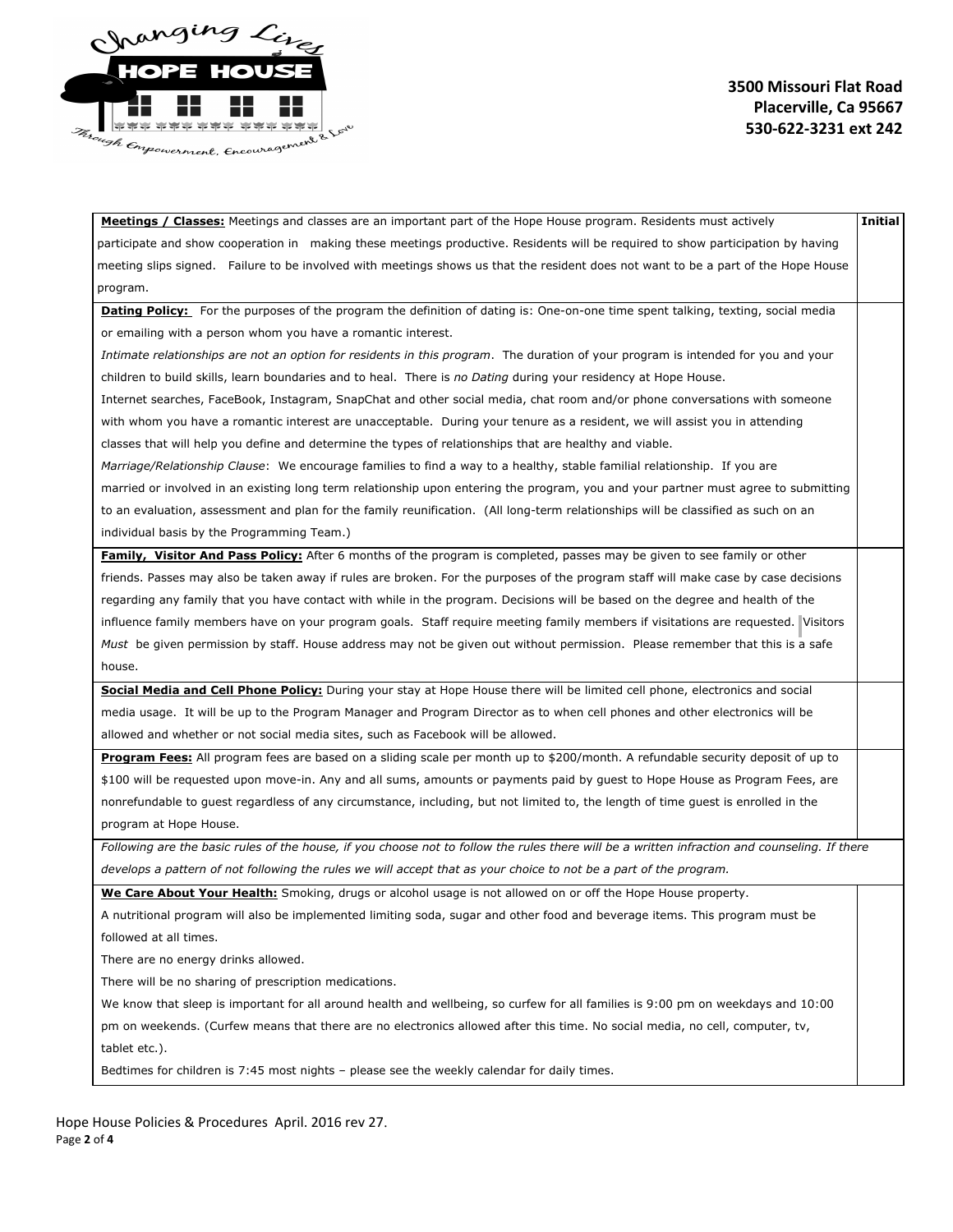3500 Missouri Flat Road
Placerville, Ca 95667
530-622-3231 ext 242

| | Initial |
|---|---|
| **Meetings / Classes:** Meetings and classes are an important part of the Hope House program. Residents must actively participate and show cooperation in making these meetings productive. Residents will be required to show participation by having meeting slips signed. Failure to be involved with meetings shows us that the resident does not want to be a part of the Hope House program. | |
| **Dating Policy:** For the purposes of the program the definition of dating is: One-on-one time spent talking, texting, social media or emailing with a person whom you have a romantic interest.<br>*Intimate relationships are not an option for residents in this program*. The duration of your program is intended for you and your children to build skills, learn boundaries and to heal. There is *no Dating* during your residency at Hope House.<br>Internet searches, FaceBook, Instagram, SnapChat and other social media, chat room and/or phone conversations with someone with whom you have a romantic interest are unacceptable. During your tenure as a resident, we will assist you in attending classes that will help you define and determine the types of relationships that are healthy and viable.<br>*Marriage/Relationship Clause*: We encourage families to find a way to a healthy, stable familial relationship. If you are married or involved in an existing long term relationship upon entering the program, you and your partner must agree to submitting to an evaluation, assessment and plan for the family reunification. (All long-term relationships will be classified as such on an individual basis by the Programming Team.) | |
| **Family, Visitor And Pass Policy:** After 6 months of the program is completed, passes may be given to see family or other friends. Passes may also be taken away if rules are broken. For the purposes of the program staff will make case by case decisions regarding any family that you have contact with while in the program. Decisions will be based on the degree and health of the influence family members have on your program goals. Staff require meeting family members if visitations are requested. Visitors *Must* be given permission by staff. House address may not be given out without permission. Please remember that this is a safe house. | |
| **Social Media and Cell Phone Policy:** During your stay at Hope House there will be limited cell phone, electronics and social media usage. It will be up to the Program Manager and Program Director as to when cell phones and other electronics will be allowed and whether or not social media sites, such as Facebook will be allowed. | |
| **Program Fees:** All program fees are based on a sliding scale per month up to $200/month. A refundable security deposit of up to $100 will be requested upon move-in. Any and all sums, amounts or payments paid by guest to Hope House as Program Fees, are nonrefundable to guest regardless of any circumstance, including, but not limited to, the length of time guest is enrolled in the program at Hope House. | |
| *Following are the basic rules of the house, if you choose not to follow the rules there will be a written infraction and counseling. If there develops a pattern of not following the rules we will accept that as your choice to not be a part of the program.* | |
| **We Care About Your Health:** Smoking, drugs or alcohol usage is not allowed on or off the Hope House property.<br>A nutritional program will also be implemented limiting soda, sugar and other food and beverage items. This program must be followed at all times.<br>There are no energy drinks allowed.<br>There will be no sharing of prescription medications.<br>We know that sleep is important for all around health and wellbeing, so curfew for all families is 9:00 pm on weekdays and 10:00 pm on weekends. (Curfew means that there are no electronics allowed after this time. No social media, no cell, computer, tv, tablet etc.).<br>Bedtimes for children is 7:45 most nights – please see the weekly calendar for daily times. | |

Hope House Policies & Procedures April. 2016 rev 27.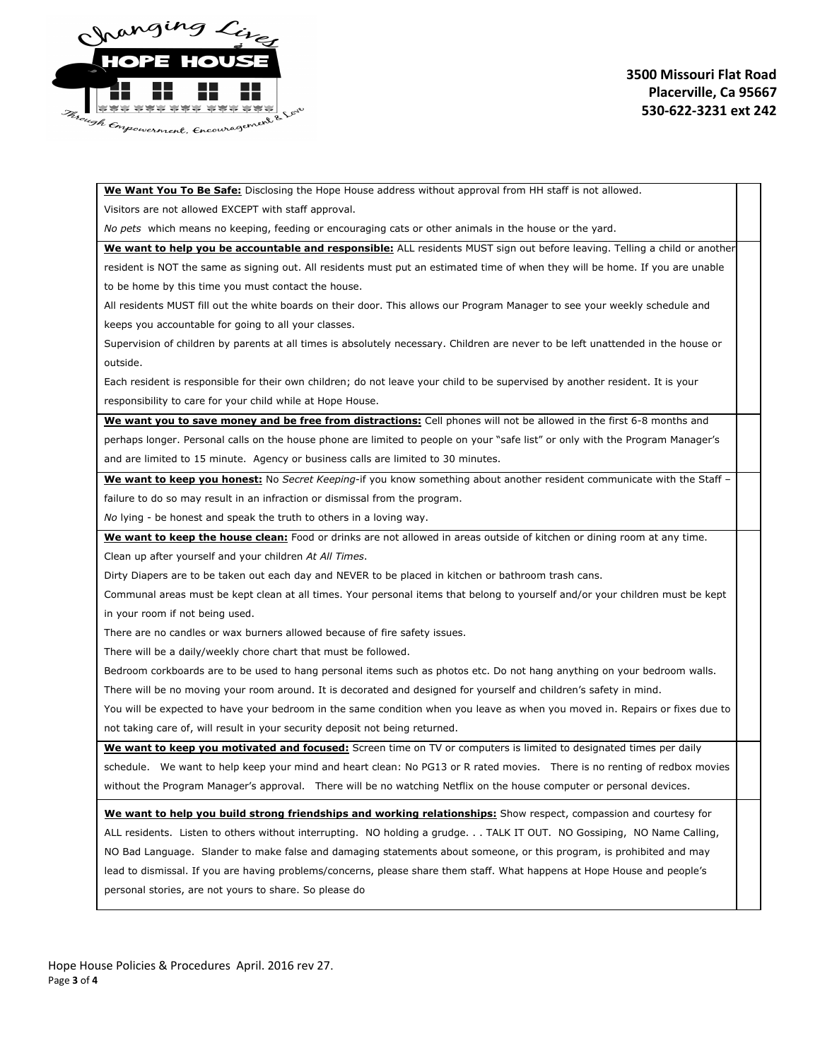3500 Missouri Flat Road
Placerville, Ca 95667
530-622-3231 ext 242

| | |
|---|---|
| **We Want You To Be Safe:** Disclosing the Hope House address without approval from HH staff is not allowed.<br>Visitors are not allowed EXCEPT with staff approval.<br>*No pets* which means no keeping, feeding or encouraging cats or other animals in the house or the yard. | |
| **We want to help you be accountable and responsible:** ALL residents MUST sign out before leaving. Telling a child or another resident is NOT the same as signing out. All residents must put an estimated time of when they will be home. If you are unable to be home by this time you must contact the house.<br>All residents MUST fill out the white boards on their door. This allows our Program Manager to see your weekly schedule and keeps you accountable for going to all your classes.<br>Supervision of children by parents at all times is absolutely necessary. Children are never to be left unattended in the house or outside.<br>Each resident is responsible for their own children; do not leave your child to be supervised by another resident. It is your responsibility to care for your child while at Hope House. | |
| **We want you to save money and be free from distractions:** Cell phones will not be allowed in the first 6-8 months and perhaps longer. Personal calls on the house phone are limited to people on your "safe list" or only with the Program Manager's and are limited to 15 minute. Agency or business calls are limited to 30 minutes. | |
| **We want to keep you honest:** No *Secret Keeping*-if you know something about another resident communicate with the Staff – failure to do so may result in an infraction or dismissal from the program.<br>*No* lying - be honest and speak the truth to others in a loving way. | |
| **We want to keep the house clean:** Food or drinks are not allowed in areas outside of kitchen or dining room at any time.<br>Clean up after yourself and your children *At All Times*.<br>Dirty Diapers are to be taken out each day and NEVER to be placed in kitchen or bathroom trash cans.<br>Communal areas must be kept clean at all times. Your personal items that belong to yourself and/or your children must be kept in your room if not being used.<br>There are no candles or wax burners allowed because of fire safety issues.<br>There will be a daily/weekly chore chart that must be followed.<br>Bedroom corkboards are to be used to hang personal items such as photos etc. Do not hang anything on your bedroom walls.<br>There will be no moving your room around. It is decorated and designed for yourself and children's safety in mind.<br>You will be expected to have your bedroom in the same condition when you leave as when you moved in. Repairs or fixes due to not taking care of, will result in your security deposit not being returned. | |
| **We want to keep you motivated and focused:** Screen time on TV or computers is limited to designated times per daily schedule. We want to help keep your mind and heart clean: No PG13 or R rated movies. There is no renting of redbox movies without the Program Manager's approval. There will be no watching Netflix on the house computer or personal devices. | |
| **We want to help you build strong friendships and working relationships:** Show respect, compassion and courtesy for ALL residents. Listen to others without interrupting. NO holding a grudge. . . TALK IT OUT. NO Gossiping, NO Name Calling, NO Bad Language. Slander to make false and damaging statements about someone, or this program, is prohibited and may lead to dismissal. If you are having problems/concerns, please share them staff. What happens at Hope House and people's personal stories, are not yours to share. So please do | |

Hope House Policies & Procedures April. 2016 rev 27.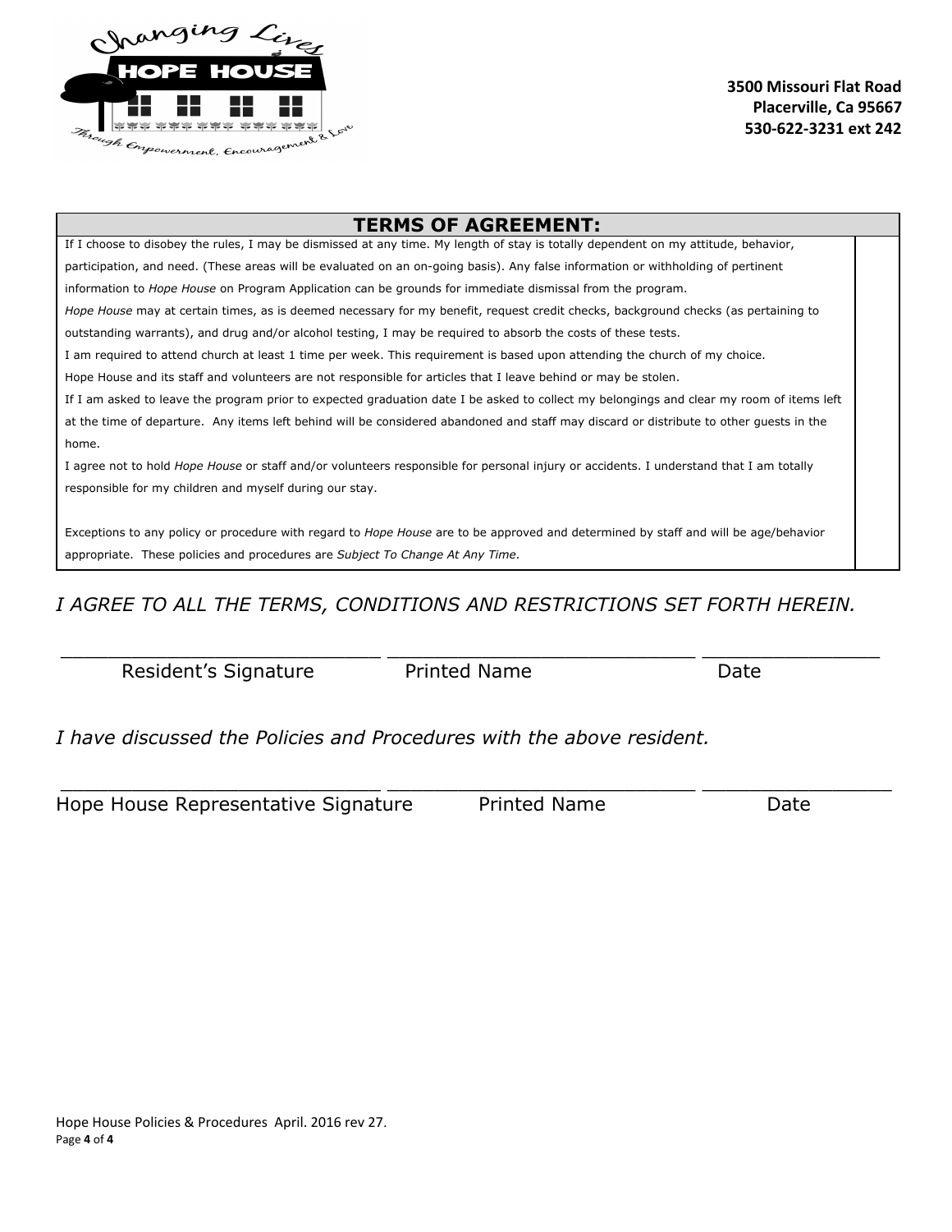3500 Missouri Flat Road
Placerville, Ca 95667
530-622-3231 ext 242

## TERMS OF AGREEMENT:

If I choose to disobey the rules, I may be dismissed at any time. My length of stay is totally dependent on my attitude, behavior, participation, and need. (These areas will be evaluated on an on-going basis). Any false information or withholding of pertinent information to *Hope House* on Program Application can be grounds for immediate dismissal from the program.

*Hope House* may at certain times, as is deemed necessary for my benefit, request credit checks, background checks (as pertaining to outstanding warrants), and drug and/or alcohol testing, I may be required to absorb the costs of these tests.

I am required to attend church at least 1 time per week. This requirement is based upon attending the church of my choice.

Hope House and its staff and volunteers are not responsible for articles that I leave behind or may be stolen.

If I am asked to leave the program prior to expected graduation date I be asked to collect my belongings and clear my room of items left at the time of departure. Any items left behind will be considered abandoned and staff may discard or distribute to other guests in the home.

I agree not to hold *Hope House* or staff and/or volunteers responsible for personal injury or accidents. I understand that I am totally responsible for my children and myself during our stay.

Exceptions to any policy or procedure with regard to *Hope House* are to be approved and determined by staff and will be age/behavior appropriate. These policies and procedures are *Subject To Change At Any Time*.

*I AGREE TO ALL THE TERMS, CONDITIONS AND RESTRICTIONS SET FORTH HEREIN.*

\_\_\_\_\_\_\_\_\_\_\_\_\_\_\_\_\_\_\_\_\_\_\_\_\_\_\_\_ \_\_\_\_\_\_\_\_\_\_\_\_\_\_\_\_\_\_\_\_\_\_\_\_\_\_\_ \_\_\_\_\_\_\_\_\_\_\_\_\_\_\_\_

Resident's Signature Printed Name Date

*I have discussed the Policies and Procedures with the above resident.*

\_\_\_\_\_\_\_\_\_\_\_\_\_\_\_\_\_\_\_\_\_\_\_\_\_\_\_\_ \_\_\_\_\_\_\_\_\_\_\_\_\_\_\_\_\_\_\_\_\_\_\_\_\_\_\_ \_\_\_\_\_\_\_\_\_\_\_\_\_\_\_\_

Hope House Representative Signature Printed Name Date

Hope House Policies & Procedures April. 2016 rev 27.